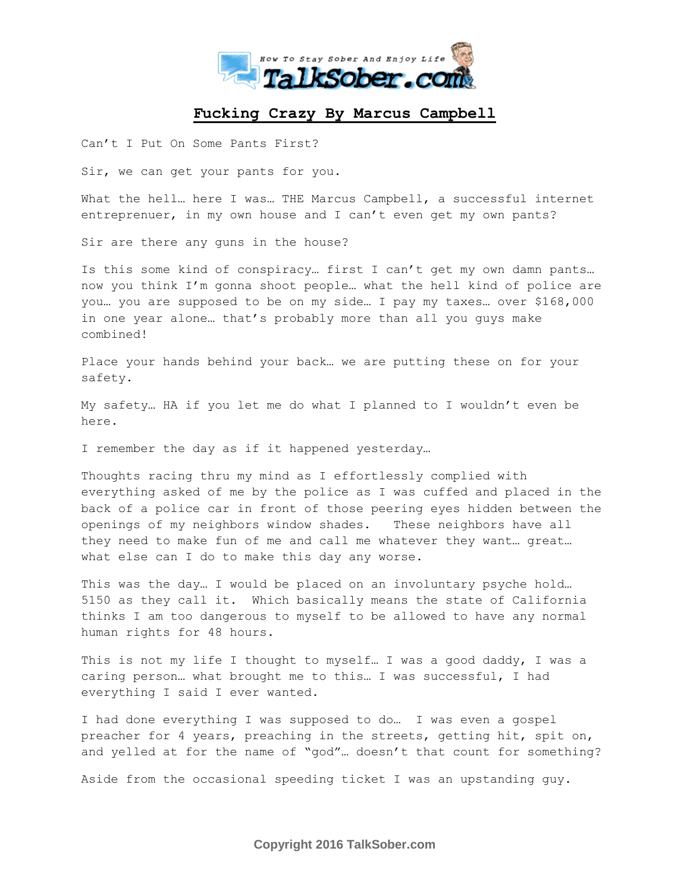# Fucking Crazy By Marcus Campbell

Can't I Put On Some Pants First?

Sir, we can get your pants for you.

What the hell… here I was… THE Marcus Campbell, a successful internet entreprenuer, in my own house and I can't even get my own pants?

Sir are there any guns in the house?

Is this some kind of conspiracy… first I can't get my own damn pants… now you think I'm gonna shoot people… what the hell kind of police are you… you are supposed to be on my side… I pay my taxes… over $168,000 in one year alone… that's probably more than all you guys make combined!

Place your hands behind your back… we are putting these on for your safety.

My safety… HA if you let me do what I planned to I wouldn't even be here.

I remember the day as if it happened yesterday…

Thoughts racing thru my mind as I effortlessly complied with everything asked of me by the police as I was cuffed and placed in the back of a police car in front of those peering eyes hidden between the openings of my neighbors window shades. These neighbors have all they need to make fun of me and call me whatever they want… great… what else can I do to make this day any worse.

This was the day… I would be placed on an involuntary psyche hold… 5150 as they call it. Which basically means the state of California thinks I am too dangerous to myself to be allowed to have any normal human rights for 48 hours.

This is not my life I thought to myself… I was a good daddy, I was a caring person… what brought me to this… I was successful, I had everything I said I ever wanted.

I had done everything I was supposed to do… I was even a gospel preacher for 4 years, preaching in the streets, getting hit, spit on, and yelled at for the name of "god"… doesn't that count for something?

Aside from the occasional speeding ticket I was an upstanding guy.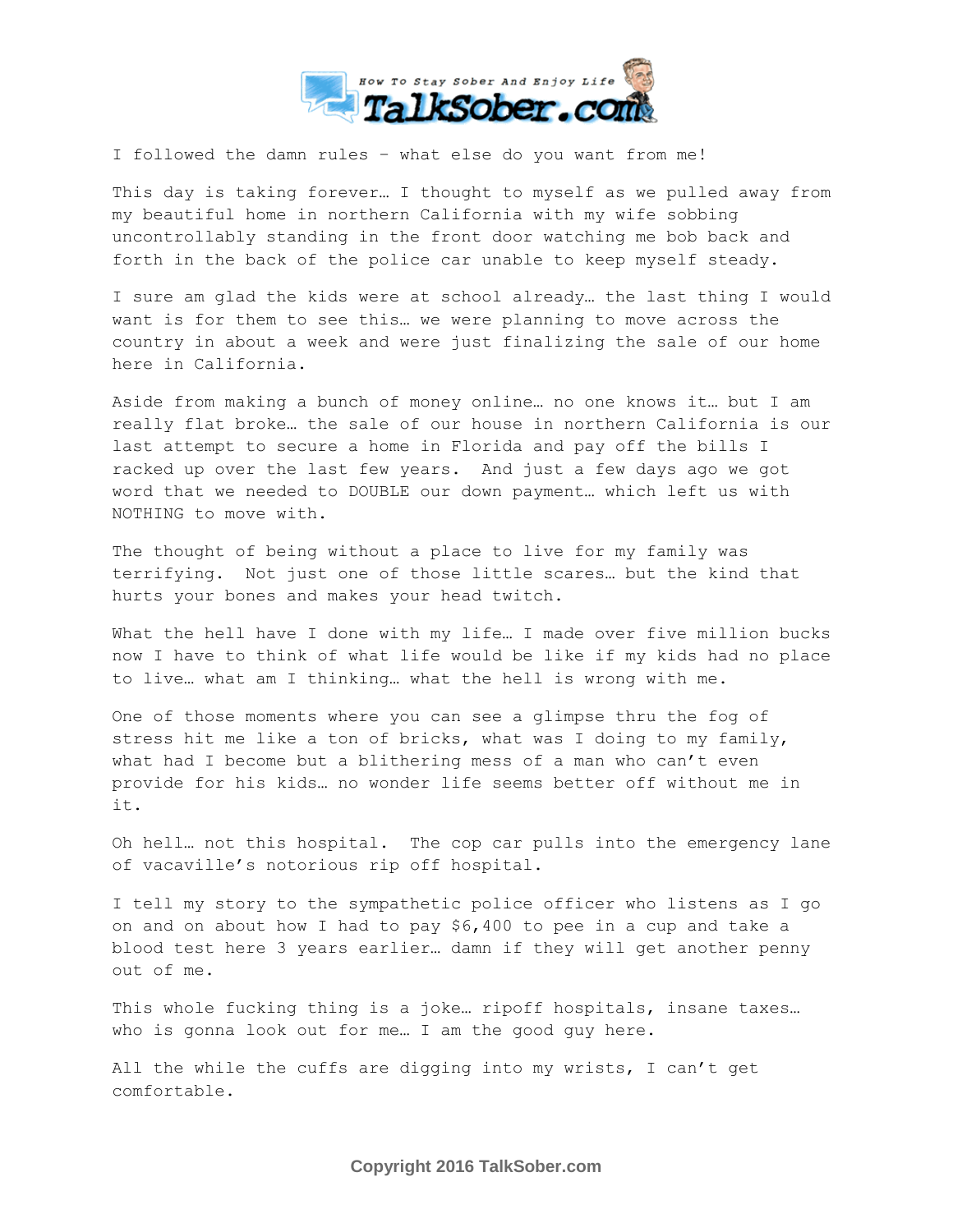I followed the damn rules – what else do you want from me!

This day is taking forever… I thought to myself as we pulled away from my beautiful home in northern California with my wife sobbing uncontrollably standing in the front door watching me bob back and forth in the back of the police car unable to keep myself steady.

I sure am glad the kids were at school already… the last thing I would want is for them to see this… we were planning to move across the country in about a week and were just finalizing the sale of our home here in California.

Aside from making a bunch of money online… no one knows it… but I am really flat broke… the sale of our house in northern California is our last attempt to secure a home in Florida and pay off the bills I racked up over the last few years. And just a few days ago we got word that we needed to DOUBLE our down payment… which left us with NOTHING to move with.

The thought of being without a place to live for my family was terrifying. Not just one of those little scares… but the kind that hurts your bones and makes your head twitch.

What the hell have I done with my life… I made over five million bucks now I have to think of what life would be like if my kids had no place to live… what am I thinking… what the hell is wrong with me.

One of those moments where you can see a glimpse thru the fog of stress hit me like a ton of bricks, what was I doing to my family, what had I become but a blithering mess of a man who can't even provide for his kids… no wonder life seems better off without me in it.

Oh hell… not this hospital. The cop car pulls into the emergency lane of vacaville's notorious rip off hospital.

I tell my story to the sympathetic police officer who listens as I go on and on about how I had to pay $6,400 to pee in a cup and take a blood test here 3 years earlier… damn if they will get another penny out of me.

This whole fucking thing is a joke… ripoff hospitals, insane taxes… who is gonna look out for me… I am the good guy here.

All the while the cuffs are digging into my wrists, I can't get comfortable.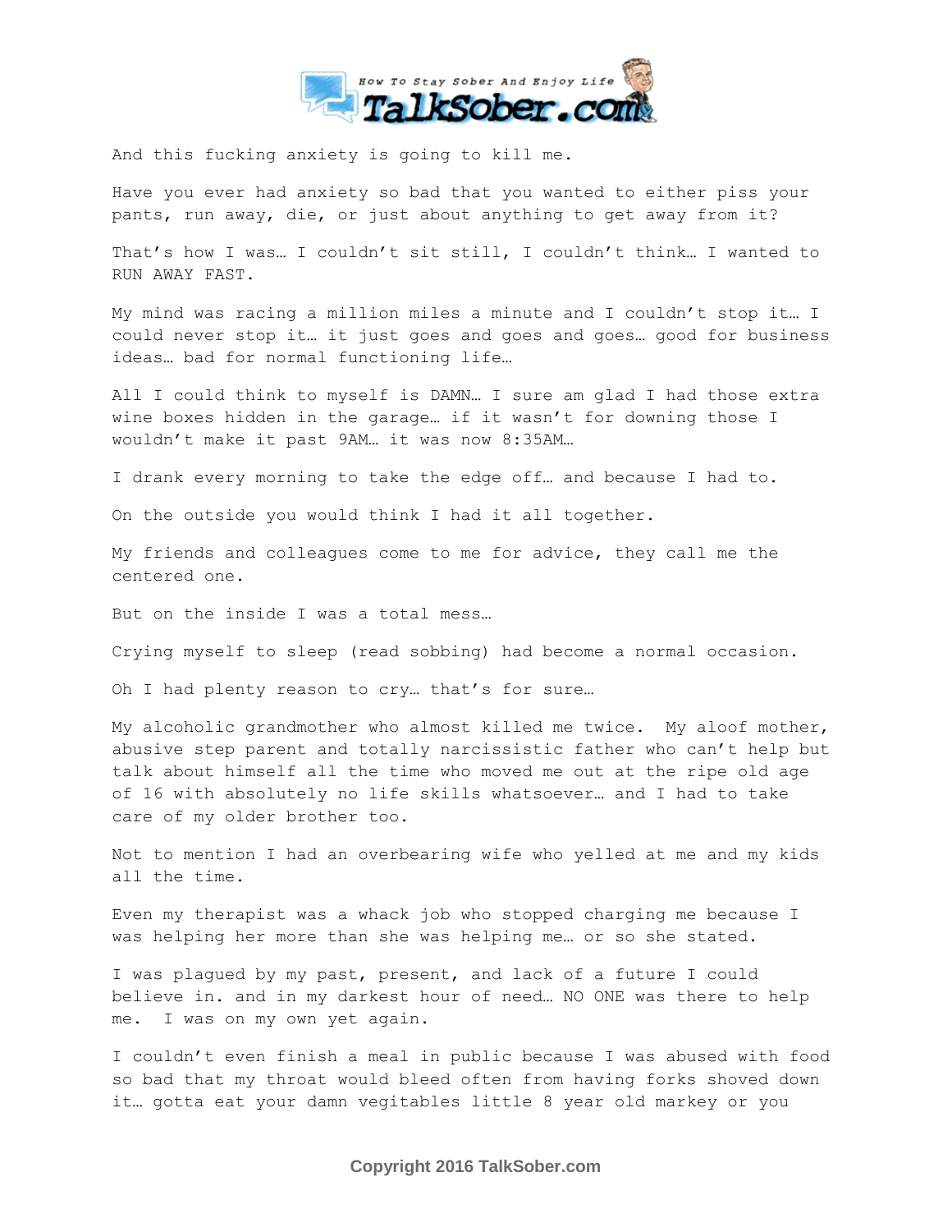And this fucking anxiety is going to kill me.

Have you ever had anxiety so bad that you wanted to either piss your pants, run away, die, or just about anything to get away from it?

That's how I was… I couldn't sit still, I couldn't think… I wanted to RUN AWAY FAST.

My mind was racing a million miles a minute and I couldn't stop it… I could never stop it… it just goes and goes and goes… good for business ideas… bad for normal functioning life…

All I could think to myself is DAMN… I sure am glad I had those extra wine boxes hidden in the garage… if it wasn't for downing those I wouldn't make it past 9AM… it was now 8:35AM…

I drank every morning to take the edge off… and because I had to.

On the outside you would think I had it all together.

My friends and colleagues come to me for advice, they call me the centered one.

But on the inside I was a total mess…

Crying myself to sleep (read sobbing) had become a normal occasion.

Oh I had plenty reason to cry… that's for sure…

My alcoholic grandmother who almost killed me twice. My aloof mother, abusive step parent and totally narcissistic father who can't help but talk about himself all the time who moved me out at the ripe old age of 16 with absolutely no life skills whatsoever… and I had to take care of my older brother too.

Not to mention I had an overbearing wife who yelled at me and my kids all the time.

Even my therapist was a whack job who stopped charging me because I was helping her more than she was helping me… or so she stated.

I was plagued by my past, present, and lack of a future I could believe in. and in my darkest hour of need… NO ONE was there to help me. I was on my own yet again.

I couldn't even finish a meal in public because I was abused with food so bad that my throat would bleed often from having forks shoved down it… gotta eat your damn vegitables little 8 year old markey or you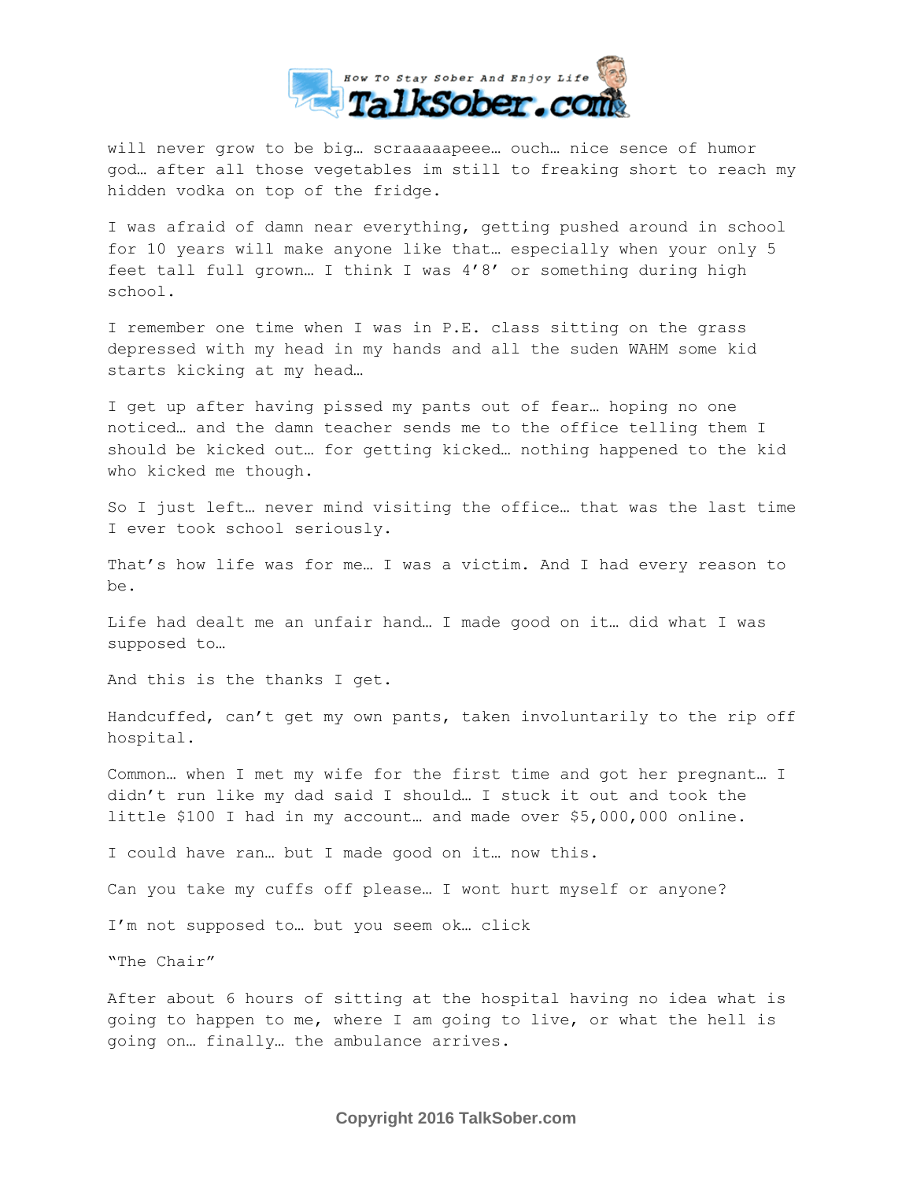will never grow to be big… scraaaaapeee… ouch… nice sence of humor god… after all those vegetables im still to freaking short to reach my hidden vodka on top of the fridge.

I was afraid of damn near everything, getting pushed around in school for 10 years will make anyone like that… especially when your only 5 feet tall full grown… I think I was 4'8' or something during high school.

I remember one time when I was in P.E. class sitting on the grass depressed with my head in my hands and all the suden WAHM some kid starts kicking at my head…

I get up after having pissed my pants out of fear… hoping no one noticed… and the damn teacher sends me to the office telling them I should be kicked out… for getting kicked… nothing happened to the kid who kicked me though.

So I just left… never mind visiting the office… that was the last time I ever took school seriously.

That's how life was for me… I was a victim. And I had every reason to be.

Life had dealt me an unfair hand… I made good on it… did what I was supposed to…

And this is the thanks I get.

Handcuffed, can't get my own pants, taken involuntarily to the rip off hospital.

Common… when I met my wife for the first time and got her pregnant… I didn't run like my dad said I should… I stuck it out and took the little $100 I had in my account… and made over $5,000,000 online.

I could have ran… but I made good on it… now this.

Can you take my cuffs off please… I wont hurt myself or anyone?

I'm not supposed to… but you seem ok… click

"The Chair"

After about 6 hours of sitting at the hospital having no idea what is going to happen to me, where I am going to live, or what the hell is going on… finally… the ambulance arrives.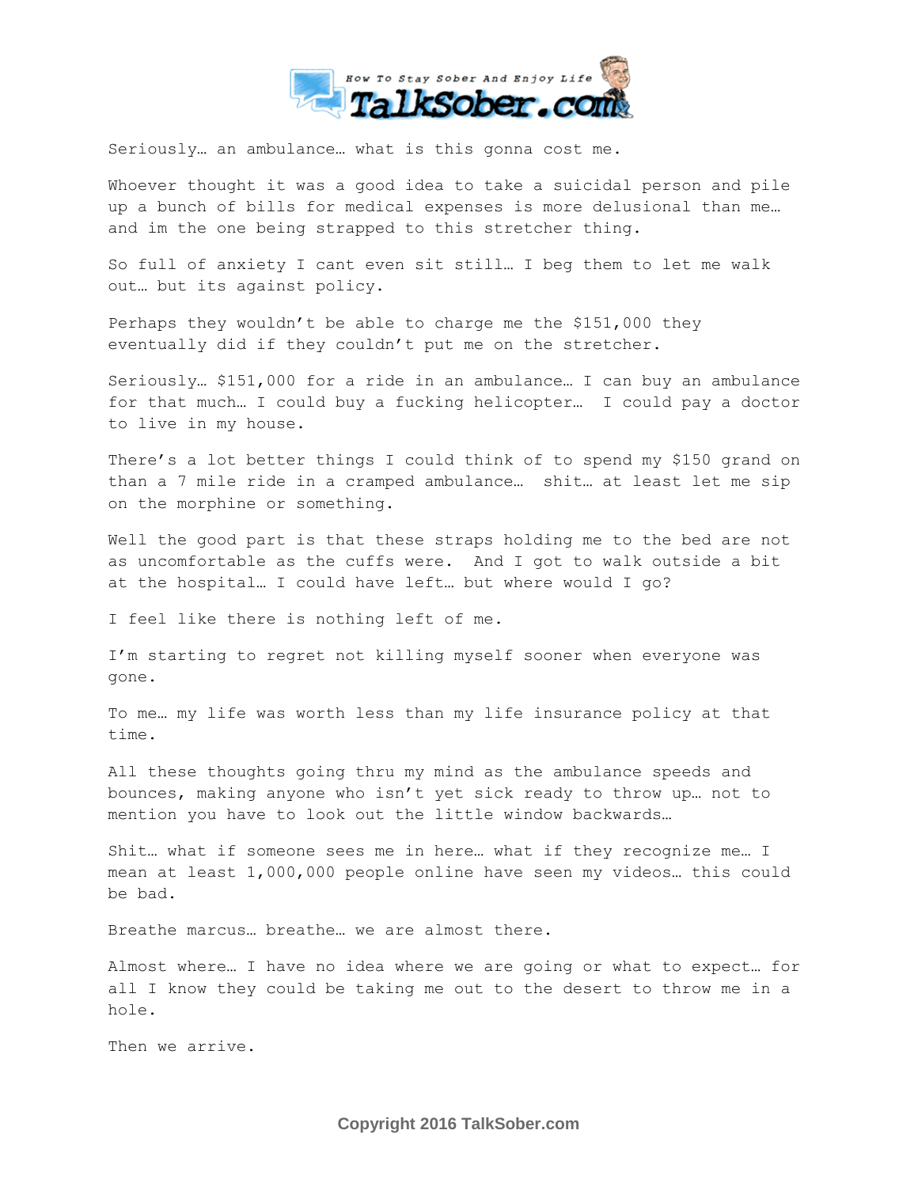Seriously… an ambulance… what is this gonna cost me.

Whoever thought it was a good idea to take a suicidal person and pile up a bunch of bills for medical expenses is more delusional than me… and im the one being strapped to this stretcher thing.

So full of anxiety I cant even sit still… I beg them to let me walk out… but its against policy.

Perhaps they wouldn't be able to charge me the $151,000 they eventually did if they couldn't put me on the stretcher.

Seriously… $151,000 for a ride in an ambulance… I can buy an ambulance for that much… I could buy a fucking helicopter… I could pay a doctor to live in my house.

There's a lot better things I could think of to spend my $150 grand on than a 7 mile ride in a cramped ambulance… shit… at least let me sip on the morphine or something.

Well the good part is that these straps holding me to the bed are not as uncomfortable as the cuffs were. And I got to walk outside a bit at the hospital… I could have left… but where would I go?

I feel like there is nothing left of me.

I'm starting to regret not killing myself sooner when everyone was gone.

To me… my life was worth less than my life insurance policy at that time.

All these thoughts going thru my mind as the ambulance speeds and bounces, making anyone who isn't yet sick ready to throw up… not to mention you have to look out the little window backwards…

Shit… what if someone sees me in here… what if they recognize me… I mean at least 1,000,000 people online have seen my videos… this could be bad.

Breathe marcus… breathe… we are almost there.

Almost where… I have no idea where we are going or what to expect… for all I know they could be taking me out to the desert to throw me in a hole.

Then we arrive.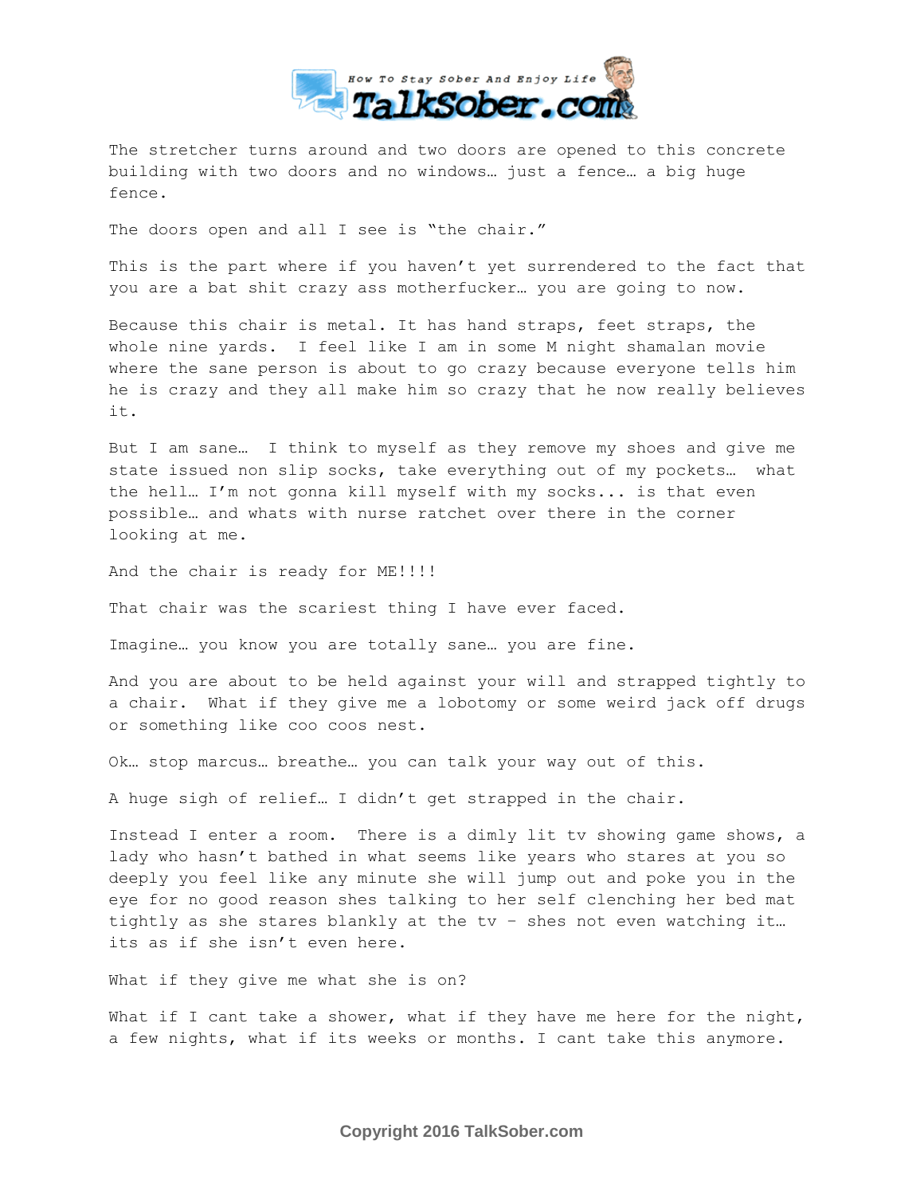The stretcher turns around and two doors are opened to this concrete building with two doors and no windows… just a fence… a big huge fence.

The doors open and all I see is "the chair."

This is the part where if you haven't yet surrendered to the fact that you are a bat shit crazy ass motherfucker… you are going to now.

Because this chair is metal. It has hand straps, feet straps, the whole nine yards. I feel like I am in some M night shamalan movie where the sane person is about to go crazy because everyone tells him he is crazy and they all make him so crazy that he now really believes it.

But I am sane… I think to myself as they remove my shoes and give me state issued non slip socks, take everything out of my pockets… what the hell… I'm not gonna kill myself with my socks... is that even possible… and whats with nurse ratchet over there in the corner looking at me.

And the chair is ready for ME!!!!

That chair was the scariest thing I have ever faced.

Imagine… you know you are totally sane… you are fine.

And you are about to be held against your will and strapped tightly to a chair. What if they give me a lobotomy or some weird jack off drugs or something like coo coos nest.

Ok… stop marcus… breathe… you can talk your way out of this.

A huge sigh of relief… I didn't get strapped in the chair.

Instead I enter a room. There is a dimly lit tv showing game shows, a lady who hasn't bathed in what seems like years who stares at you so deeply you feel like any minute she will jump out and poke you in the eye for no good reason shes talking to her self clenching her bed mat tightly as she stares blankly at the tv – shes not even watching it… its as if she isn't even here.

What if they give me what she is on?

What if I cant take a shower, what if they have me here for the night, a few nights, what if its weeks or months. I cant take this anymore.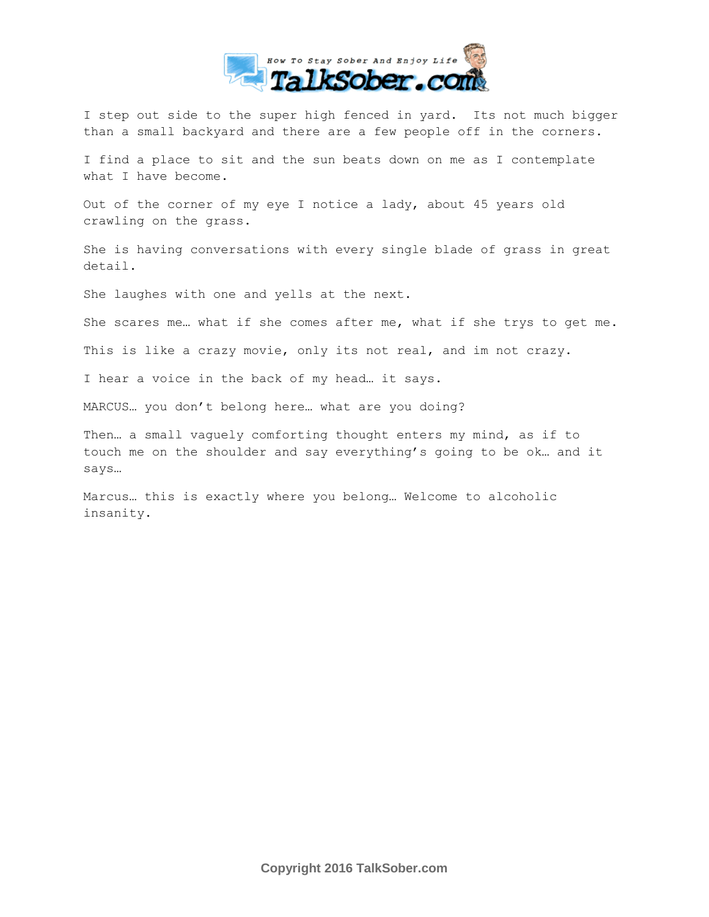I step out side to the super high fenced in yard.  Its not much bigger than a small backyard and there are a few people off in the corners.

I find a place to sit and the sun beats down on me as I contemplate what I have become.

Out of the corner of my eye I notice a lady, about 45 years old crawling on the grass.

She is having conversations with every single blade of grass in great detail.

She laughes with one and yells at the next.

She scares me… what if she comes after me, what if she trys to get me.

This is like a crazy movie, only its not real, and im not crazy.

I hear a voice in the back of my head… it says.

MARCUS… you don't belong here… what are you doing?

Then… a small vaguely comforting thought enters my mind, as if to touch me on the shoulder and say everything's going to be ok… and it says…

Marcus… this is exactly where you belong… Welcome to alcoholic insanity.